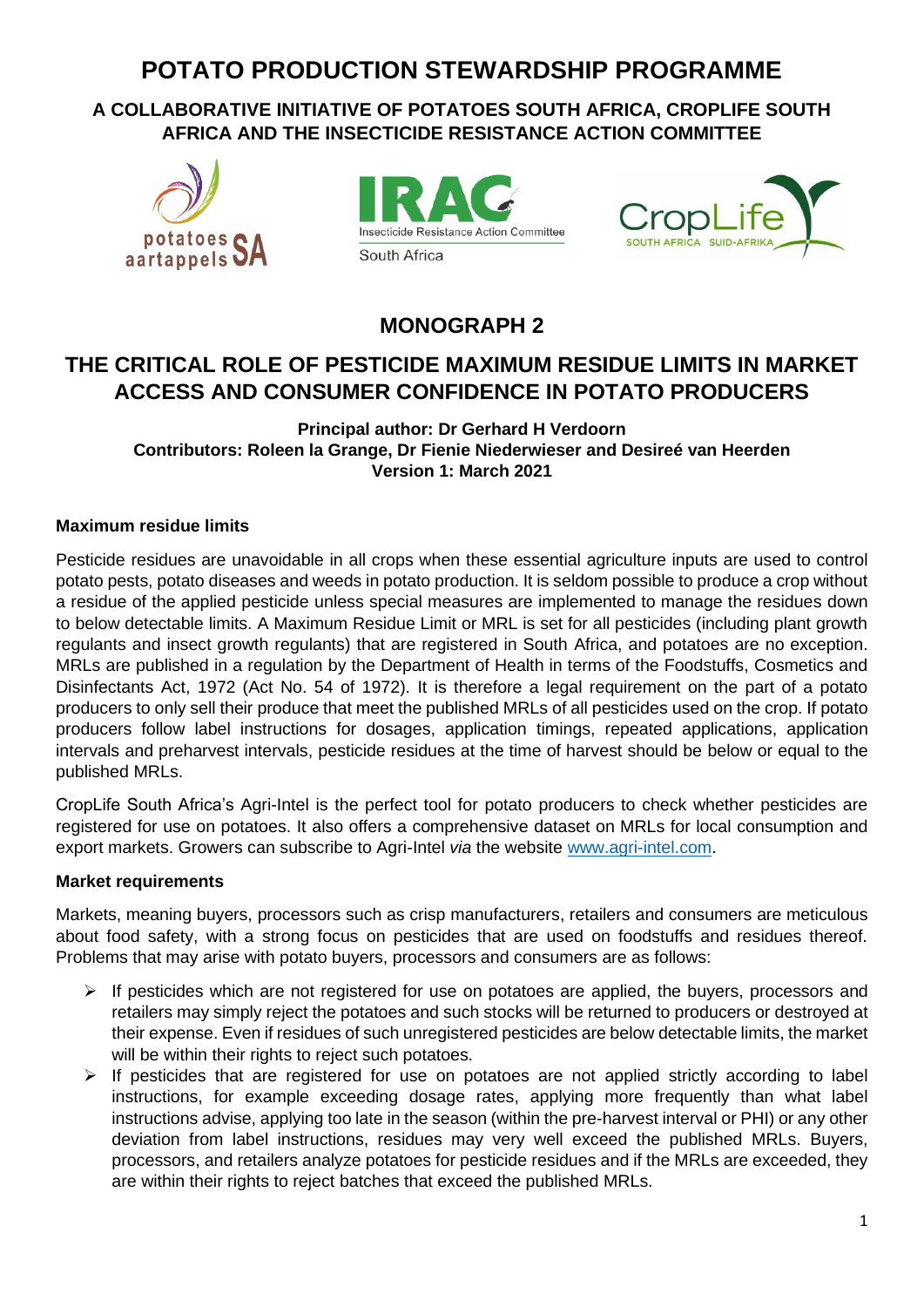# POTATO PRODUCTION STEWARDSHIP PROGRAMME

### A COLLABORATIVE INITIATIVE OF POTATOES SOUTH AFRICA, CROPLIFE SOUTH AFRICA AND THE INSECTICIDE RESISTANCE ACTION COMMITTEE

## MONOGRAPH 2

## THE CRITICAL ROLE OF PESTICIDE MAXIMUM RESIDUE LIMITS IN MARKET ACCESS AND CONSUMER CONFIDENCE IN POTATO PRODUCERS

**Principal author: Dr Gerhard H Verdoorn**
**Contributors: Roleen la Grange, Dr Fienie Niederwieser and Desireé van Heerden**
**Version 1: March 2021**

### Maximum residue limits

Pesticide residues are unavoidable in all crops when these essential agriculture inputs are used to control potato pests, potato diseases and weeds in potato production. It is seldom possible to produce a crop without a residue of the applied pesticide unless special measures are implemented to manage the residues down to below detectable limits. A Maximum Residue Limit or MRL is set for all pesticides (including plant growth regulants and insect growth regulants) that are registered in South Africa, and potatoes are no exception. MRLs are published in a regulation by the Department of Health in terms of the Foodstuffs, Cosmetics and Disinfectants Act, 1972 (Act No. 54 of 1972). It is therefore a legal requirement on the part of a potato producers to only sell their produce that meet the published MRLs of all pesticides used on the crop. If potato producers follow label instructions for dosages, application timings, repeated applications, application intervals and preharvest intervals, pesticide residues at the time of harvest should be below or equal to the published MRLs.

CropLife South Africa's Agri-Intel is the perfect tool for potato producers to check whether pesticides are registered for use on potatoes. It also offers a comprehensive dataset on MRLs for local consumption and export markets. Growers can subscribe to Agri-Intel *via* the website [www.agri-intel.com](http://www.agri-intel.com).

### Market requirements

Markets, meaning buyers, processors such as crisp manufacturers, retailers and consumers are meticulous about food safety, with a strong focus on pesticides that are used on foodstuffs and residues thereof. Problems that may arise with potato buyers, processors and consumers are as follows:

- If pesticides which are not registered for use on potatoes are applied, the buyers, processors and retailers may simply reject the potatoes and such stocks will be returned to producers or destroyed at their expense. Even if residues of such unregistered pesticides are below detectable limits, the market will be within their rights to reject such potatoes.
- If pesticides that are registered for use on potatoes are not applied strictly according to label instructions, for example exceeding dosage rates, applying more frequently than what label instructions advise, applying too late in the season (within the pre-harvest interval or PHI) or any other deviation from label instructions, residues may very well exceed the published MRLs. Buyers, processors, and retailers analyze potatoes for pesticide residues and if the MRLs are exceeded, they are within their rights to reject batches that exceed the published MRLs.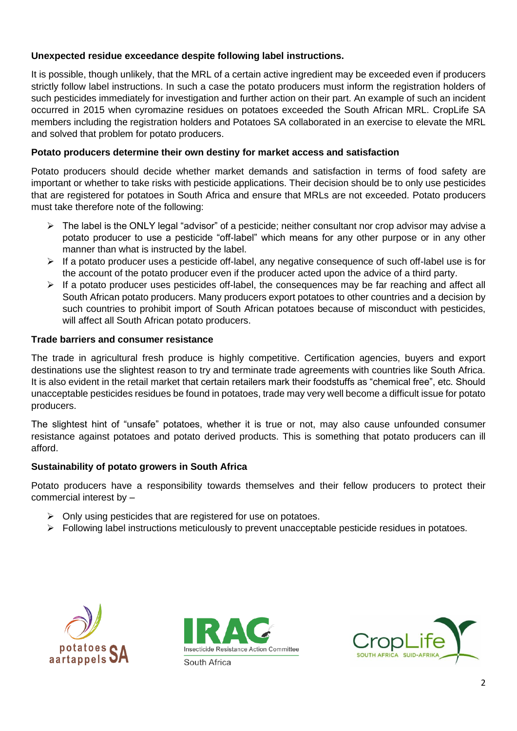**Unexpected residue exceedance despite following label instructions.**

It is possible, though unlikely, that the MRL of a certain active ingredient may be exceeded even if producers strictly follow label instructions. In such a case the potato producers must inform the registration holders of such pesticides immediately for investigation and further action on their part. An example of such an incident occurred in 2015 when cyromazine residues on potatoes exceeded the South African MRL. CropLife SA members including the registration holders and Potatoes SA collaborated in an exercise to elevate the MRL and solved that problem for potato producers.

**Potato producers determine their own destiny for market access and satisfaction**

Potato producers should decide whether market demands and satisfaction in terms of food safety are important or whether to take risks with pesticide applications. Their decision should be to only use pesticides that are registered for potatoes in South Africa and ensure that MRLs are not exceeded. Potato producers must take therefore note of the following:

- The label is the ONLY legal "advisor" of a pesticide; neither consultant nor crop advisor may advise a potato producer to use a pesticide "off-label" which means for any other purpose or in any other manner than what is instructed by the label.
- If a potato producer uses a pesticide off-label, any negative consequence of such off-label use is for the account of the potato producer even if the producer acted upon the advice of a third party.
- If a potato producer uses pesticides off-label, the consequences may be far reaching and affect all South African potato producers. Many producers export potatoes to other countries and a decision by such countries to prohibit import of South African potatoes because of misconduct with pesticides, will affect all South African potato producers.

**Trade barriers and consumer resistance**

The trade in agricultural fresh produce is highly competitive. Certification agencies, buyers and export destinations use the slightest reason to try and terminate trade agreements with countries like South Africa. It is also evident in the retail market that certain retailers mark their foodstuffs as "chemical free", etc. Should unacceptable pesticides residues be found in potatoes, trade may very well become a difficult issue for potato producers.

The slightest hint of "unsafe" potatoes, whether it is true or not, may also cause unfounded consumer resistance against potatoes and potato derived products. This is something that potato producers can ill afford.

**Sustainability of potato growers in South Africa**

Potato producers have a responsibility towards themselves and their fellow producers to protect their commercial interest by –

- Only using pesticides that are registered for use on potatoes.
- Following label instructions meticulously to prevent unacceptable pesticide residues in potatoes.

potatoes aartappels SA

IRAC Insecticide Resistance Action Committee South Africa

CropLife SOUTH AFRICA SUID-AFRIKA